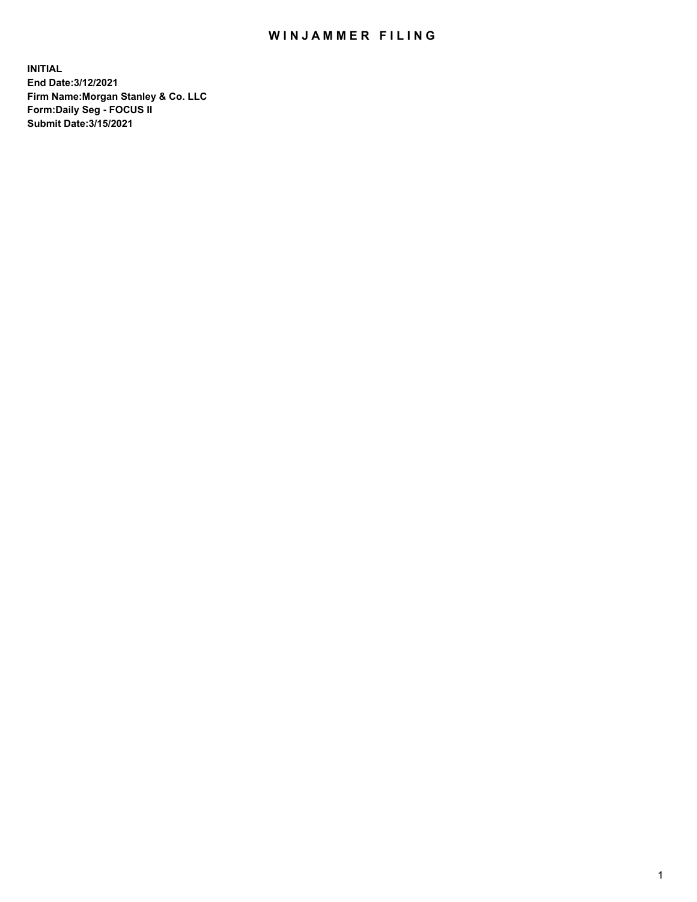# WINJAMMER FILING

**INITIAL**
**End Date:3/12/2021**
**Firm Name:Morgan Stanley & Co. LLC**
**Form:Daily Seg - FOCUS II**
**Submit Date:3/15/2021**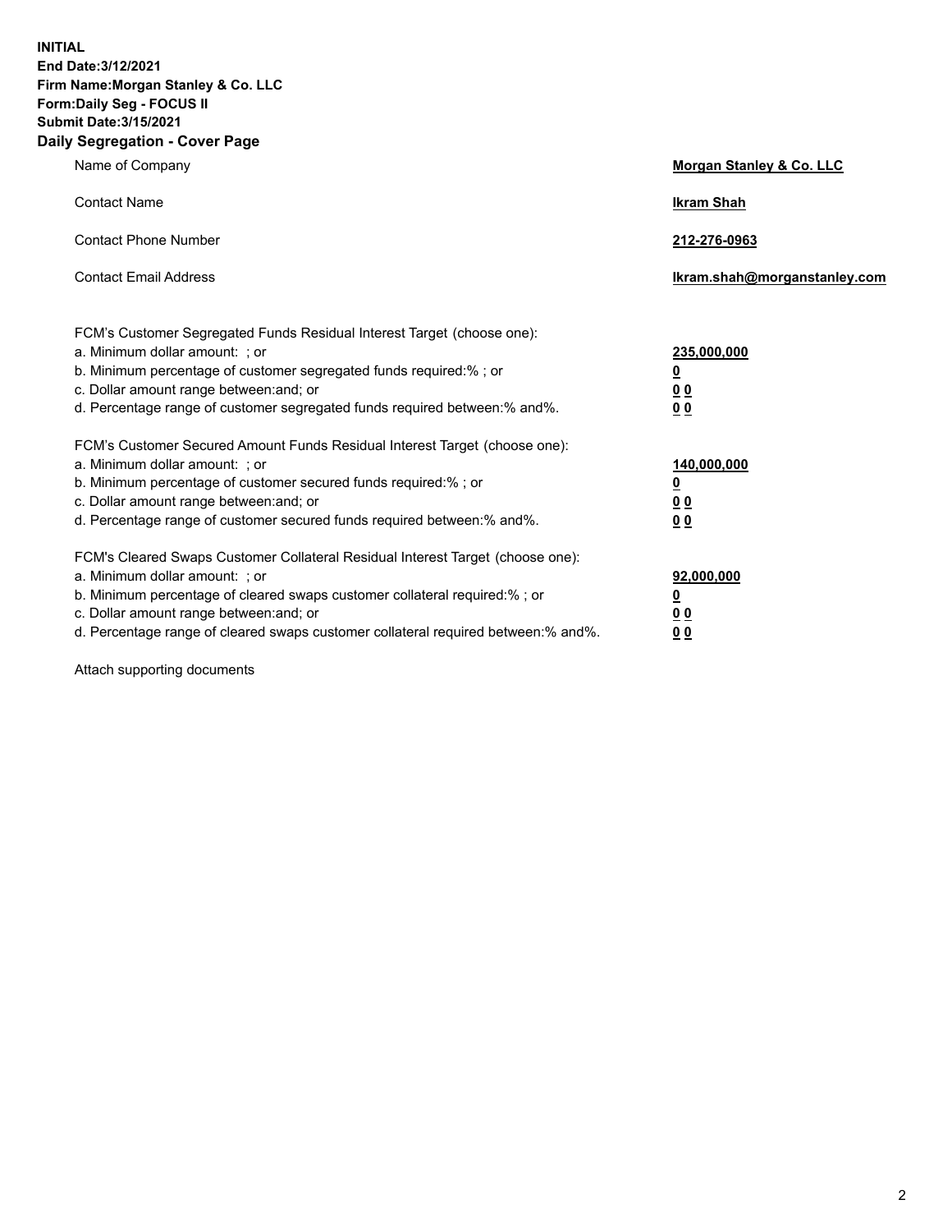**INITIAL**
**End Date:3/12/2021**
**Firm Name:Morgan Stanley & Co. LLC**
**Form:Daily Seg - FOCUS II**
**Submit Date:3/15/2021**

## Daily Segregation - Cover Page

| | |
|---|---|
| Name of Company | **Morgan Stanley & Co. LLC** |
| Contact Name | **Ikram Shah** |
| Contact Phone Number | **212-276-0963** |
| Contact Email Address | **Ikram.shah@morganstanley.com** |

| | |
|---|---|
| FCM's Customer Segregated Funds Residual Interest Target (choose one): | |
| a. Minimum dollar amount: ; or | **235,000,000** |
| b. Minimum percentage of customer segregated funds required:% ; or | **0** |
| c. Dollar amount range between:and; or | **0 0** |
| d. Percentage range of customer segregated funds required between:% and%. | **0 0** |
| FCM's Customer Secured Amount Funds Residual Interest Target (choose one): | |
| a. Minimum dollar amount: ; or | **140,000,000** |
| b. Minimum percentage of customer secured funds required:% ; or | **0** |
| c. Dollar amount range between:and; or | **0 0** |
| d. Percentage range of customer secured funds required between:% and%. | **0 0** |
| FCM's Cleared Swaps Customer Collateral Residual Interest Target (choose one): | |
| a. Minimum dollar amount: ; or | **92,000,000** |
| b. Minimum percentage of cleared swaps customer collateral required:% ; or | **0** |
| c. Dollar amount range between:and; or | **0 0** |
| d. Percentage range of cleared swaps customer collateral required between:% and%. | **0 0** |

Attach supporting documents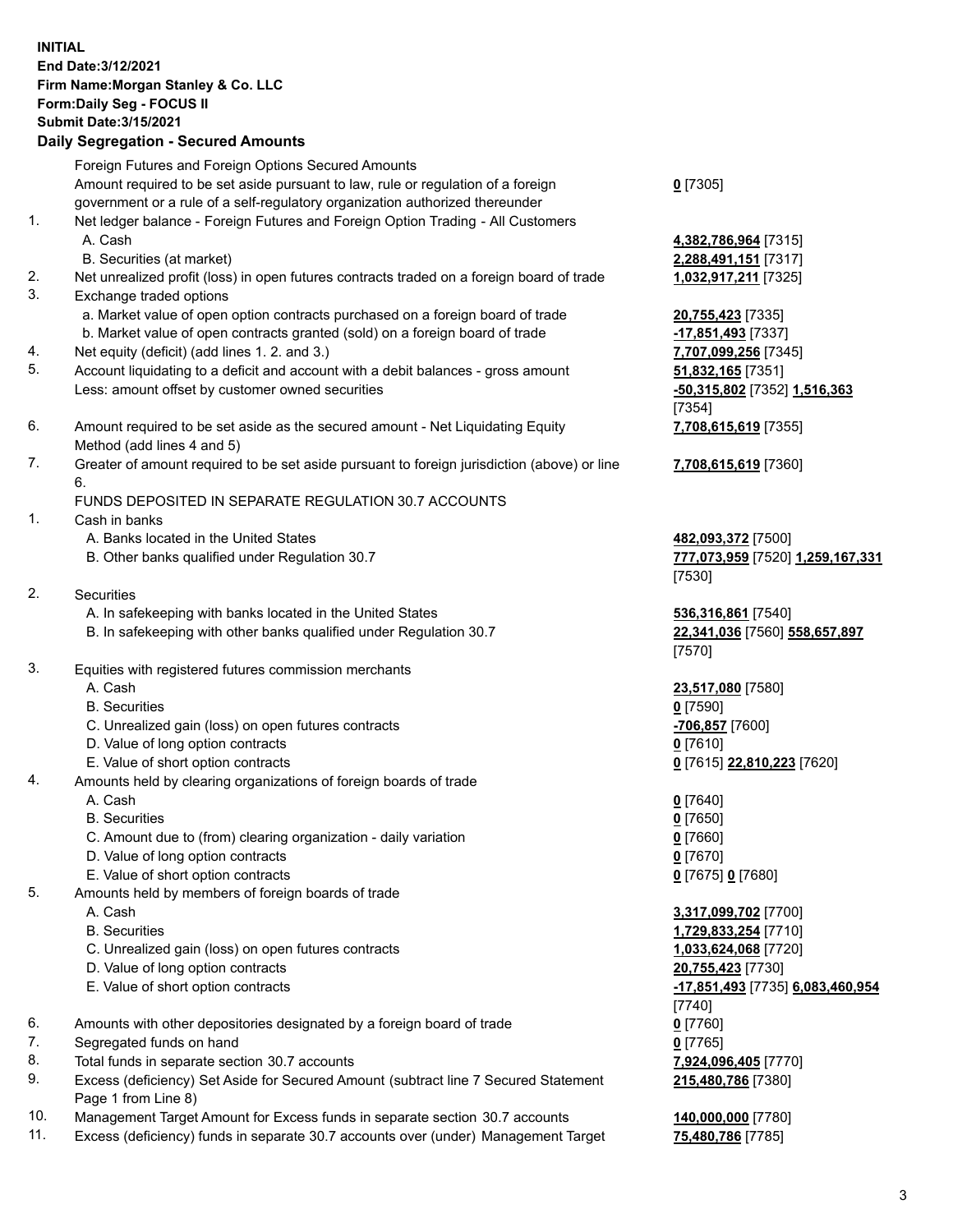**INITIAL**
**End Date:3/12/2021**
**Firm Name:Morgan Stanley & Co. LLC**
**Form:Daily Seg - FOCUS II**
**Submit Date:3/15/2021**

## Daily Segregation - Secured Amounts

| | | |
|---|---|---|
| | Foreign Futures and Foreign Options Secured Amounts | |
| | Amount required to be set aside pursuant to law, rule or regulation of a foreign government or a rule of a self-regulatory organization authorized thereunder | **0** [7305] |
| 1. | Net ledger balance - Foreign Futures and Foreign Option Trading - All Customers | |
| | A. Cash | **4,382,786,964** [7315] |
| | B. Securities (at market) | **2,288,491,151** [7317] |
| 2. | Net unrealized profit (loss) in open futures contracts traded on a foreign board of trade | **1,032,917,211** [7325] |
| 3. | Exchange traded options | |
| | a. Market value of open option contracts purchased on a foreign board of trade | **20,755,423** [7335] |
| | b. Market value of open contracts granted (sold) on a foreign board of trade | **-17,851,493** [7337] |
| 4. | Net equity (deficit) (add lines 1. 2. and 3.) | **7,707,099,256** [7345] |
| 5. | Account liquidating to a deficit and account with a debit balances - gross amount | **51,832,165** [7351] |
| | Less: amount offset by customer owned securities | **-50,315,802** [7352] **1,516,363** [7354] |
| 6. | Amount required to be set aside as the secured amount - Net Liquidating Equity Method (add lines 4 and 5) | **7,708,615,619** [7355] |
| 7. | Greater of amount required to be set aside pursuant to foreign jurisdiction (above) or line 6. | **7,708,615,619** [7360] |
| | FUNDS DEPOSITED IN SEPARATE REGULATION 30.7 ACCOUNTS | |
| 1. | Cash in banks | |
| | A. Banks located in the United States | **482,093,372** [7500] |
| | B. Other banks qualified under Regulation 30.7 | **777,073,959** [7520] **1,259,167,331** [7530] |
| 2. | Securities | |
| | A. In safekeeping with banks located in the United States | **536,316,861** [7540] |
| | B. In safekeeping with other banks qualified under Regulation 30.7 | **22,341,036** [7560] **558,657,897** [7570] |
| 3. | Equities with registered futures commission merchants | |
| | A. Cash | **23,517,080** [7580] |
| | B. Securities | **0** [7590] |
| | C. Unrealized gain (loss) on open futures contracts | **-706,857** [7600] |
| | D. Value of long option contracts | **0** [7610] |
| | E. Value of short option contracts | **0** [7615] **22,810,223** [7620] |
| 4. | Amounts held by clearing organizations of foreign boards of trade | |
| | A. Cash | **0** [7640] |
| | B. Securities | **0** [7650] |
| | C. Amount due to (from) clearing organization - daily variation | **0** [7660] |
| | D. Value of long option contracts | **0** [7670] |
| | E. Value of short option contracts | **0** [7675] **0** [7680] |
| 5. | Amounts held by members of foreign boards of trade | |
| | A. Cash | **3,317,099,702** [7700] |
| | B. Securities | **1,729,833,254** [7710] |
| | C. Unrealized gain (loss) on open futures contracts | **1,033,624,068** [7720] |
| | D. Value of long option contracts | **20,755,423** [7730] |
| | E. Value of short option contracts | **-17,851,493** [7735] **6,083,460,954** [7740] |
| 6. | Amounts with other depositories designated by a foreign board of trade | **0** [7760] |
| 7. | Segregated funds on hand | **0** [7765] |
| 8. | Total funds in separate section 30.7 accounts | **7,924,096,405** [7770] |
| 9. | Excess (deficiency) Set Aside for Secured Amount (subtract line 7 Secured Statement Page 1 from Line 8) | **215,480,786** [7380] |
| 10. | Management Target Amount for Excess funds in separate section 30.7 accounts | **140,000,000** [7780] |
| 11. | Excess (deficiency) funds in separate 30.7 accounts over (under) Management Target | **75,480,786** [7785] |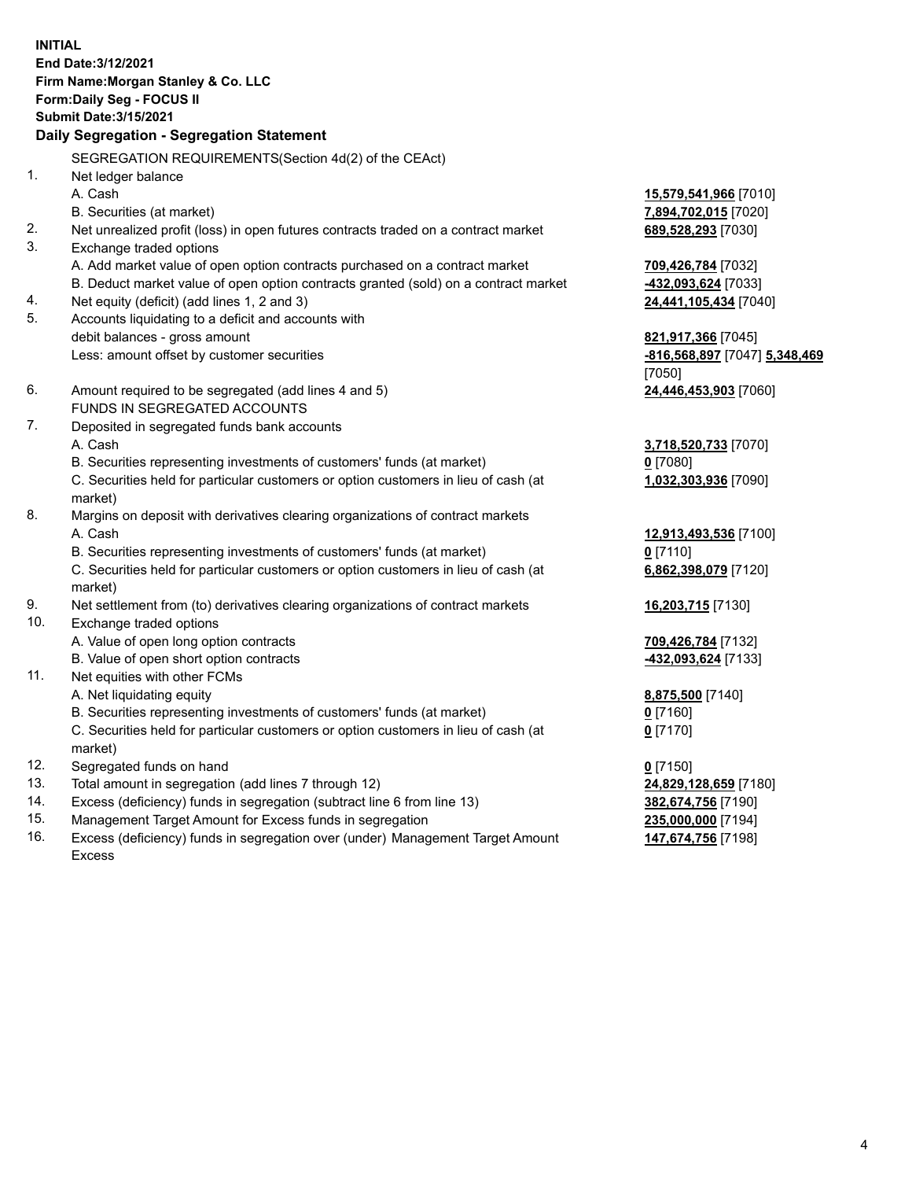**INITIAL**
**End Date:3/12/2021**
**Firm Name:Morgan Stanley & Co. LLC**
**Form:Daily Seg - FOCUS II**
**Submit Date:3/15/2021**

## Daily Segregation - Segregation Statement

SEGREGATION REQUIREMENTS(Section 4d(2) of the CEAct)

| | | |
|---|---|---|
| 1. | Net ledger balance | |
| | A. Cash | **15,579,541,966** [7010] |
| | B. Securities (at market) | **7,894,702,015** [7020] |
| 2. | Net unrealized profit (loss) in open futures contracts traded on a contract market | **689,528,293** [7030] |
| 3. | Exchange traded options | |
| | A. Add market value of open option contracts purchased on a contract market | **709,426,784** [7032] |
| | B. Deduct market value of open option contracts granted (sold) on a contract market | **-432,093,624** [7033] |
| 4. | Net equity (deficit) (add lines 1, 2 and 3) | **24,441,105,434** [7040] |
| 5. | Accounts liquidating to a deficit and accounts with debit balances - gross amount | **821,917,366** [7045] |
| | Less: amount offset by customer securities | **-816,568,897** [7047] **5,348,469** [7050] |
| 6. | Amount required to be segregated (add lines 4 and 5) | **24,446,453,903** [7060] |
| | FUNDS IN SEGREGATED ACCOUNTS | |
| 7. | Deposited in segregated funds bank accounts | |
| | A. Cash | **3,718,520,733** [7070] |
| | B. Securities representing investments of customers' funds (at market) | **0** [7080] |
| | C. Securities held for particular customers or option customers in lieu of cash (at market) | **1,032,303,936** [7090] |
| 8. | Margins on deposit with derivatives clearing organizations of contract markets | |
| | A. Cash | **12,913,493,536** [7100] |
| | B. Securities representing investments of customers' funds (at market) | **0** [7110] |
| | C. Securities held for particular customers or option customers in lieu of cash (at market) | **6,862,398,079** [7120] |
| 9. | Net settlement from (to) derivatives clearing organizations of contract markets | **16,203,715** [7130] |
| 10. | Exchange traded options | |
| | A. Value of open long option contracts | **709,426,784** [7132] |
| | B. Value of open short option contracts | **-432,093,624** [7133] |
| 11. | Net equities with other FCMs | |
| | A. Net liquidating equity | **8,875,500** [7140] |
| | B. Securities representing investments of customers' funds (at market) | **0** [7160] |
| | C. Securities held for particular customers or option customers in lieu of cash (at market) | **0** [7170] |
| 12. | Segregated funds on hand | **0** [7150] |
| 13. | Total amount in segregation (add lines 7 through 12) | **24,829,128,659** [7180] |
| 14. | Excess (deficiency) funds in segregation (subtract line 6 from line 13) | **382,674,756** [7190] |
| 15. | Management Target Amount for Excess funds in segregation | **235,000,000** [7194] |
| 16. | Excess (deficiency) funds in segregation over (under) Management Target Amount Excess | **147,674,756** [7198] |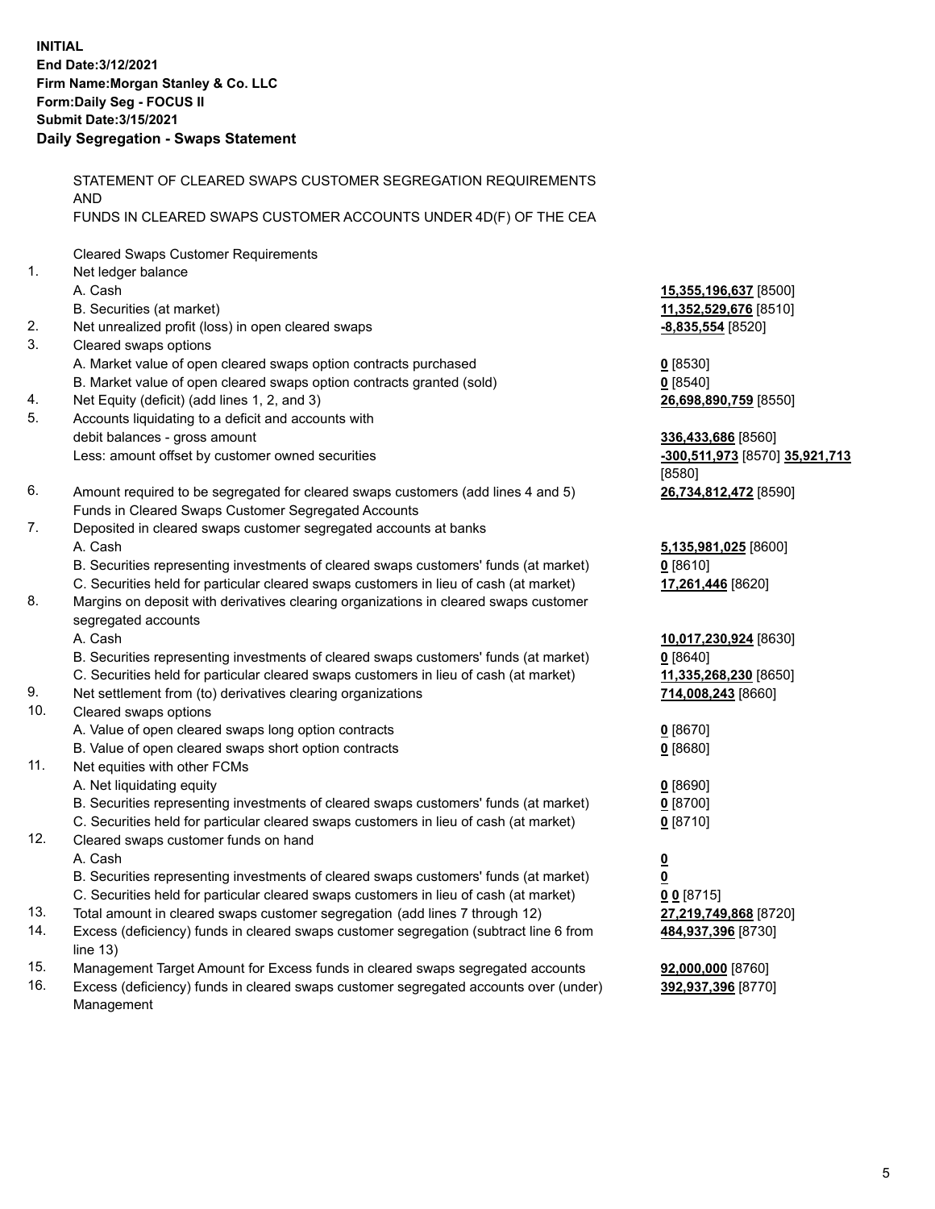**INITIAL**
**End Date:3/12/2021**
**Firm Name:Morgan Stanley & Co. LLC**
**Form:Daily Seg - FOCUS II**
**Submit Date:3/15/2021**
**Daily Segregation - Swaps Statement**

STATEMENT OF CLEARED SWAPS CUSTOMER SEGREGATION REQUIREMENTS AND
FUNDS IN CLEARED SWAPS CUSTOMER ACCOUNTS UNDER 4D(F) OF THE CEA

| | | |
|---|---|---|
| | Cleared Swaps Customer Requirements | |
| 1. | Net ledger balance | |
| | A. Cash | 15,355,196,637 [8500] |
| | B. Securities (at market) | 11,352,529,676 [8510] |
| 2. | Net unrealized profit (loss) in open cleared swaps | -8,835,554 [8520] |
| 3. | Cleared swaps options | |
| | A. Market value of open cleared swaps option contracts purchased | 0 [8530] |
| | B. Market value of open cleared swaps option contracts granted (sold) | 0 [8540] |
| 4. | Net Equity (deficit) (add lines 1, 2, and 3) | 26,698,890,759 [8550] |
| 5. | Accounts liquidating to a deficit and accounts with debit balances - gross amount | 336,433,686 [8560] |
| | Less: amount offset by customer owned securities | -300,511,973 [8570] 35,921,713 [8580] |
| 6. | Amount required to be segregated for cleared swaps customers (add lines 4 and 5) | 26,734,812,472 [8590] |
| | Funds in Cleared Swaps Customer Segregated Accounts | |
| 7. | Deposited in cleared swaps customer segregated accounts at banks | |
| | A. Cash | 5,135,981,025 [8600] |
| | B. Securities representing investments of cleared swaps customers' funds (at market) | 0 [8610] |
| | C. Securities held for particular cleared swaps customers in lieu of cash (at market) | 17,261,446 [8620] |
| 8. | Margins on deposit with derivatives clearing organizations in cleared swaps customer segregated accounts | |
| | A. Cash | 10,017,230,924 [8630] |
| | B. Securities representing investments of cleared swaps customers' funds (at market) | 0 [8640] |
| | C. Securities held for particular cleared swaps customers in lieu of cash (at market) | 11,335,268,230 [8650] |
| 9. | Net settlement from (to) derivatives clearing organizations | 714,008,243 [8660] |
| 10. | Cleared swaps options | |
| | A. Value of open cleared swaps long option contracts | 0 [8670] |
| | B. Value of open cleared swaps short option contracts | 0 [8680] |
| 11. | Net equities with other FCMs | |
| | A. Net liquidating equity | 0 [8690] |
| | B. Securities representing investments of cleared swaps customers' funds (at market) | 0 [8700] |
| | C. Securities held for particular cleared swaps customers in lieu of cash (at market) | 0 [8710] |
| 12. | Cleared swaps customer funds on hand | |
| | A. Cash | 0 |
| | B. Securities representing investments of cleared swaps customers' funds (at market) | 0 |
| | C. Securities held for particular cleared swaps customers in lieu of cash (at market) | 0 0 [8715] |
| 13. | Total amount in cleared swaps customer segregation (add lines 7 through 12) | 27,219,749,868 [8720] |
| 14. | Excess (deficiency) funds in cleared swaps customer segregation (subtract line 6 from line 13) | 484,937,396 [8730] |
| 15. | Management Target Amount for Excess funds in cleared swaps segregated accounts | 92,000,000 [8760] |
| 16. | Excess (deficiency) funds in cleared swaps customer segregated accounts over (under) Management | 392,937,396 [8770] |